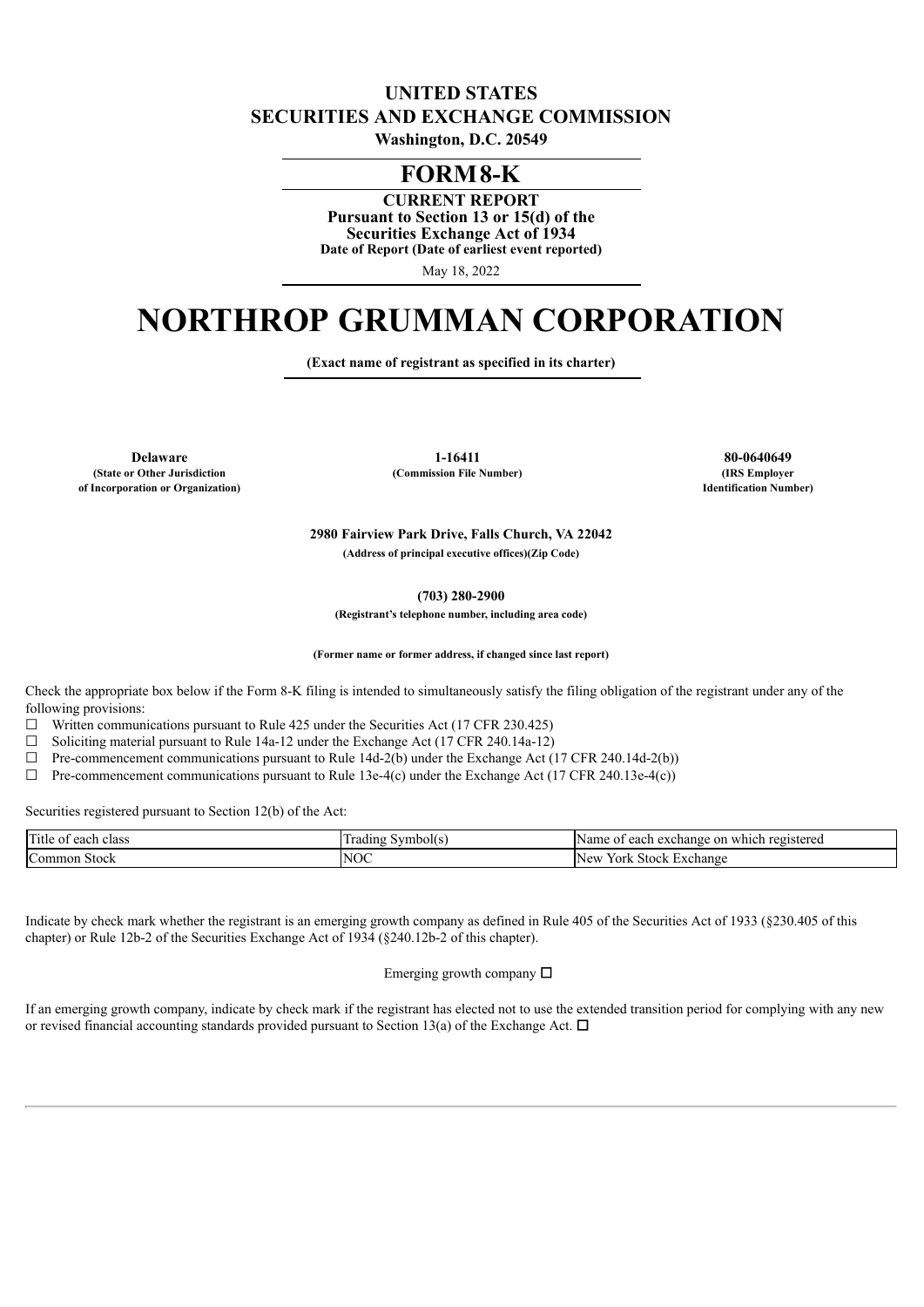# UNITED STATES
# SECURITIES AND EXCHANGE COMMISSION

**Washington, D.C. 20549**

## FORM 8-K

**CURRENT REPORT**
**Pursuant to Section 13 or 15(d) of the Securities Exchange Act of 1934**
**Date of Report (Date of earliest event reported)**

May 18, 2022

# NORTHROP GRUMMAN CORPORATION

**(Exact name of registrant as specified in its charter)**

| **Delaware** | **1-16411** | **80-0640649** |
|---|---|---|
| **(State or Other Jurisdiction of Incorporation or Organization)** | **(Commission File Number)** | **(IRS Employer Identification Number)** |

**2980 Fairview Park Drive, Falls Church, VA 22042**
**(Address of principal executive offices)(Zip Code)**

**(703) 280-2900**
**(Registrant's telephone number, including area code)**

**(Former name or former address, if changed since last report)**

Check the appropriate box below if the Form 8-K filing is intended to simultaneously satisfy the filing obligation of the registrant under any of the following provisions:

☐ Written communications pursuant to Rule 425 under the Securities Act (17 CFR 230.425)
☐ Soliciting material pursuant to Rule 14a-12 under the Exchange Act (17 CFR 240.14a-12)
☐ Pre-commencement communications pursuant to Rule 14d-2(b) under the Exchange Act (17 CFR 240.14d-2(b))
☐ Pre-commencement communications pursuant to Rule 13e-4(c) under the Exchange Act (17 CFR 240.13e-4(c))

Securities registered pursuant to Section 12(b) of the Act:

| Title of each class | Trading Symbol(s) | Name of each exchange on which registered |
|---|---|---|
| Common Stock | NOC | New York Stock Exchange |

Indicate by check mark whether the registrant is an emerging growth company as defined in Rule 405 of the Securities Act of 1933 (§230.405 of this chapter) or Rule 12b-2 of the Securities Exchange Act of 1934 (§240.12b-2 of this chapter).

Emerging growth company ☐

If an emerging growth company, indicate by check mark if the registrant has elected not to use the extended transition period for complying with any new or revised financial accounting standards provided pursuant to Section 13(a) of the Exchange Act. ☐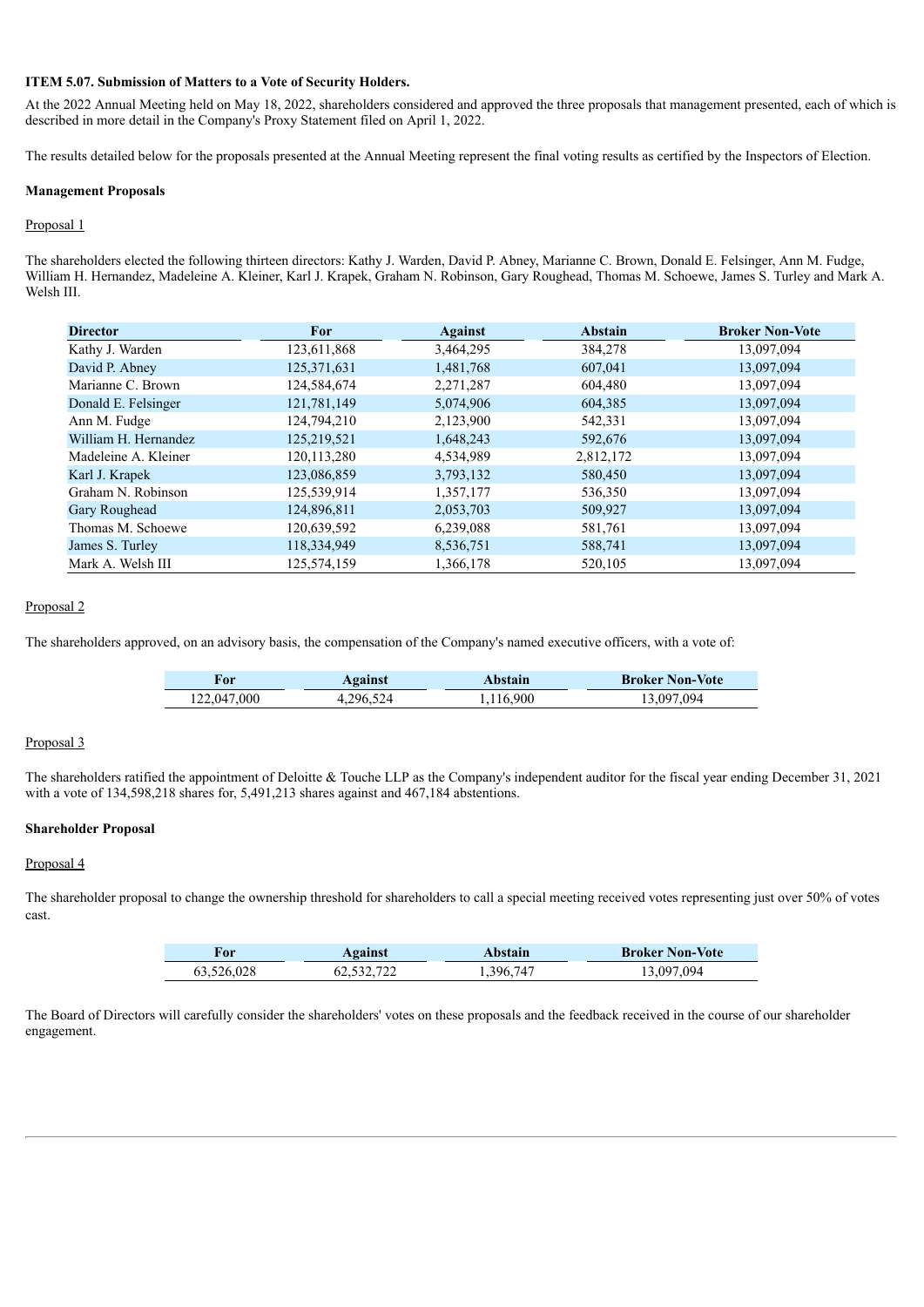**ITEM 5.07. Submission of Matters to a Vote of Security Holders.**

At the 2022 Annual Meeting held on May 18, 2022, shareholders considered and approved the three proposals that management presented, each of which is described in more detail in the Company's Proxy Statement filed on April 1, 2022.

The results detailed below for the proposals presented at the Annual Meeting represent the final voting results as certified by the Inspectors of Election.

**Management Proposals**

Proposal 1

The shareholders elected the following thirteen directors: Kathy J. Warden, David P. Abney, Marianne C. Brown, Donald E. Felsinger, Ann M. Fudge, William H. Hernandez, Madeleine A. Kleiner, Karl J. Krapek, Graham N. Robinson, Gary Roughead, Thomas M. Schoewe, James S. Turley and Mark A. Welsh III.

| Director | For | Against | Abstain | Broker Non-Vote |
|---|---|---|---|---|
| Kathy J. Warden | 123,611,868 | 3,464,295 | 384,278 | 13,097,094 |
| David P. Abney | 125,371,631 | 1,481,768 | 607,041 | 13,097,094 |
| Marianne C. Brown | 124,584,674 | 2,271,287 | 604,480 | 13,097,094 |
| Donald E. Felsinger | 121,781,149 | 5,074,906 | 604,385 | 13,097,094 |
| Ann M. Fudge | 124,794,210 | 2,123,900 | 542,331 | 13,097,094 |
| William H. Hernandez | 125,219,521 | 1,648,243 | 592,676 | 13,097,094 |
| Madeleine A. Kleiner | 120,113,280 | 4,534,989 | 2,812,172 | 13,097,094 |
| Karl J. Krapek | 123,086,859 | 3,793,132 | 580,450 | 13,097,094 |
| Graham N. Robinson | 125,539,914 | 1,357,177 | 536,350 | 13,097,094 |
| Gary Roughead | 124,896,811 | 2,053,703 | 509,927 | 13,097,094 |
| Thomas M. Schoewe | 120,639,592 | 6,239,088 | 581,761 | 13,097,094 |
| James S. Turley | 118,334,949 | 8,536,751 | 588,741 | 13,097,094 |
| Mark A. Welsh III | 125,574,159 | 1,366,178 | 520,105 | 13,097,094 |

Proposal 2

The shareholders approved, on an advisory basis, the compensation of the Company's named executive officers, with a vote of:

| For | Against | Abstain | Broker Non-Vote |
|---|---|---|---|
| 122,047,000 | 4,296,524 | 1,116,900 | 13,097,094 |

Proposal 3

The shareholders ratified the appointment of Deloitte & Touche LLP as the Company's independent auditor for the fiscal year ending December 31, 2021 with a vote of 134,598,218 shares for, 5,491,213 shares against and 467,184 abstentions.

**Shareholder Proposal**

Proposal 4

The shareholder proposal to change the ownership threshold for shareholders to call a special meeting received votes representing just over 50% of votes cast.

| For | Against | Abstain | Broker Non-Vote |
|---|---|---|---|
| 63,526,028 | 62,532,722 | 1,396,747 | 13,097,094 |

The Board of Directors will carefully consider the shareholders' votes on these proposals and the feedback received in the course of our shareholder engagement.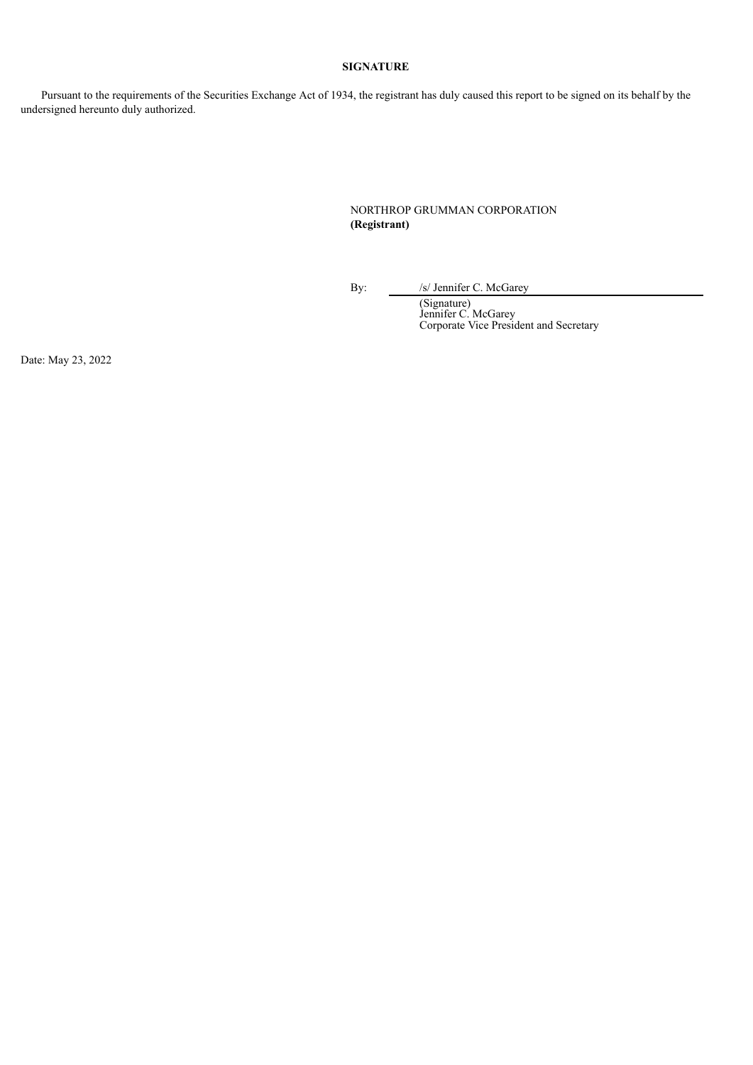**SIGNATURE**

Pursuant to the requirements of the Securities Exchange Act of 1934, the registrant has duly caused this report to be signed on its behalf by the undersigned hereunto duly authorized.

NORTHROP GRUMMAN CORPORATION
**(Registrant)**

By: /s/ Jennifer C. McGarey
(Signature)
Jennifer C. McGarey
Corporate Vice President and Secretary

Date: May 23, 2022